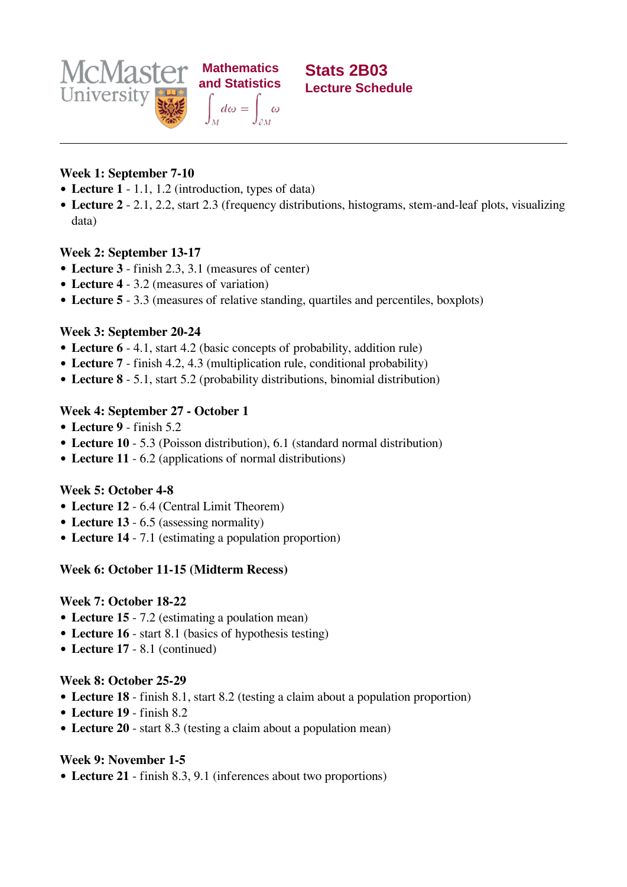McMaster University | Mathematics and Statistics $\int_M d\omega = \int_{\partial M} \omega$

# Stats 2B03
## Lecture Schedule

---

**Week 1: September 7-10**

- **Lecture 1** - 1.1, 1.2 (introduction, types of data)
- **Lecture 2** - 2.1, 2.2, start 2.3 (frequency distributions, histograms, stem-and-leaf plots, visualizing data)

**Week 2: September 13-17**

- **Lecture 3** - finish 2.3, 3.1 (measures of center)
- **Lecture 4** - 3.2 (measures of variation)
- **Lecture 5** - 3.3 (measures of relative standing, quartiles and percentiles, boxplots)

**Week 3: September 20-24**

- **Lecture 6** - 4.1, start 4.2 (basic concepts of probability, addition rule)
- **Lecture 7** - finish 4.2, 4.3 (multiplication rule, conditional probability)
- **Lecture 8** - 5.1, start 5.2 (probability distributions, binomial distribution)

**Week 4: September 27 - October 1**

- **Lecture 9** - finish 5.2
- **Lecture 10** - 5.3 (Poisson distribution), 6.1 (standard normal distribution)
- **Lecture 11** - 6.2 (applications of normal distributions)

**Week 5: October 4-8**

- **Lecture 12** - 6.4 (Central Limit Theorem)
- **Lecture 13** - 6.5 (assessing normality)
- **Lecture 14** - 7.1 (estimating a population proportion)

**Week 6: October 11-15 (Midterm Recess)**

**Week 7: October 18-22**

- **Lecture 15** - 7.2 (estimating a poulation mean)
- **Lecture 16** - start 8.1 (basics of hypothesis testing)
- **Lecture 17** - 8.1 (continued)

**Week 8: October 25-29**

- **Lecture 18** - finish 8.1, start 8.2 (testing a claim about a population proportion)
- **Lecture 19** - finish 8.2
- **Lecture 20** - start 8.3 (testing a claim about a population mean)

**Week 9: November 1-5**

- **Lecture 21** - finish 8.3, 9.1 (inferences about two proportions)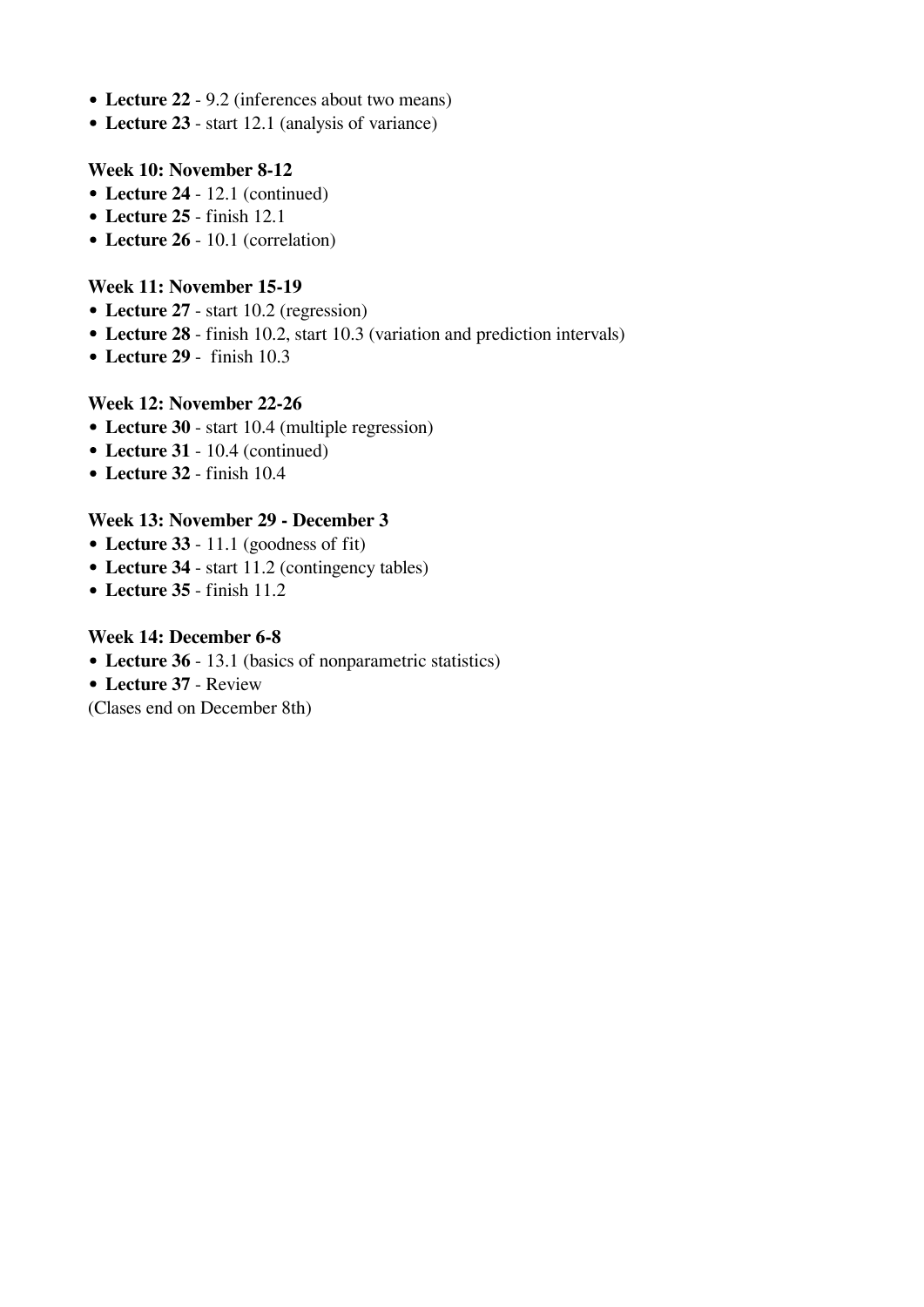- **Lecture 22** - 9.2 (inferences about two means)
- **Lecture 23** - start 12.1 (analysis of variance)

**Week 10: November 8-12**

- **Lecture 24** - 12.1 (continued)
- **Lecture 25** - finish 12.1
- **Lecture 26** - 10.1 (correlation)

**Week 11: November 15-19**

- **Lecture 27** - start 10.2 (regression)
- **Lecture 28** - finish 10.2, start 10.3 (variation and prediction intervals)
- **Lecture 29** - finish 10.3

**Week 12: November 22-26**

- **Lecture 30** - start 10.4 (multiple regression)
- **Lecture 31** - 10.4 (continued)
- **Lecture 32** - finish 10.4

**Week 13: November 29 - December 3**

- **Lecture 33** - 11.1 (goodness of fit)
- **Lecture 34** - start 11.2 (contingency tables)
- **Lecture 35** - finish 11.2

**Week 14: December 6-8**

- **Lecture 36** - 13.1 (basics of nonparametric statistics)
- **Lecture 37** - Review

(Clases end on December 8th)